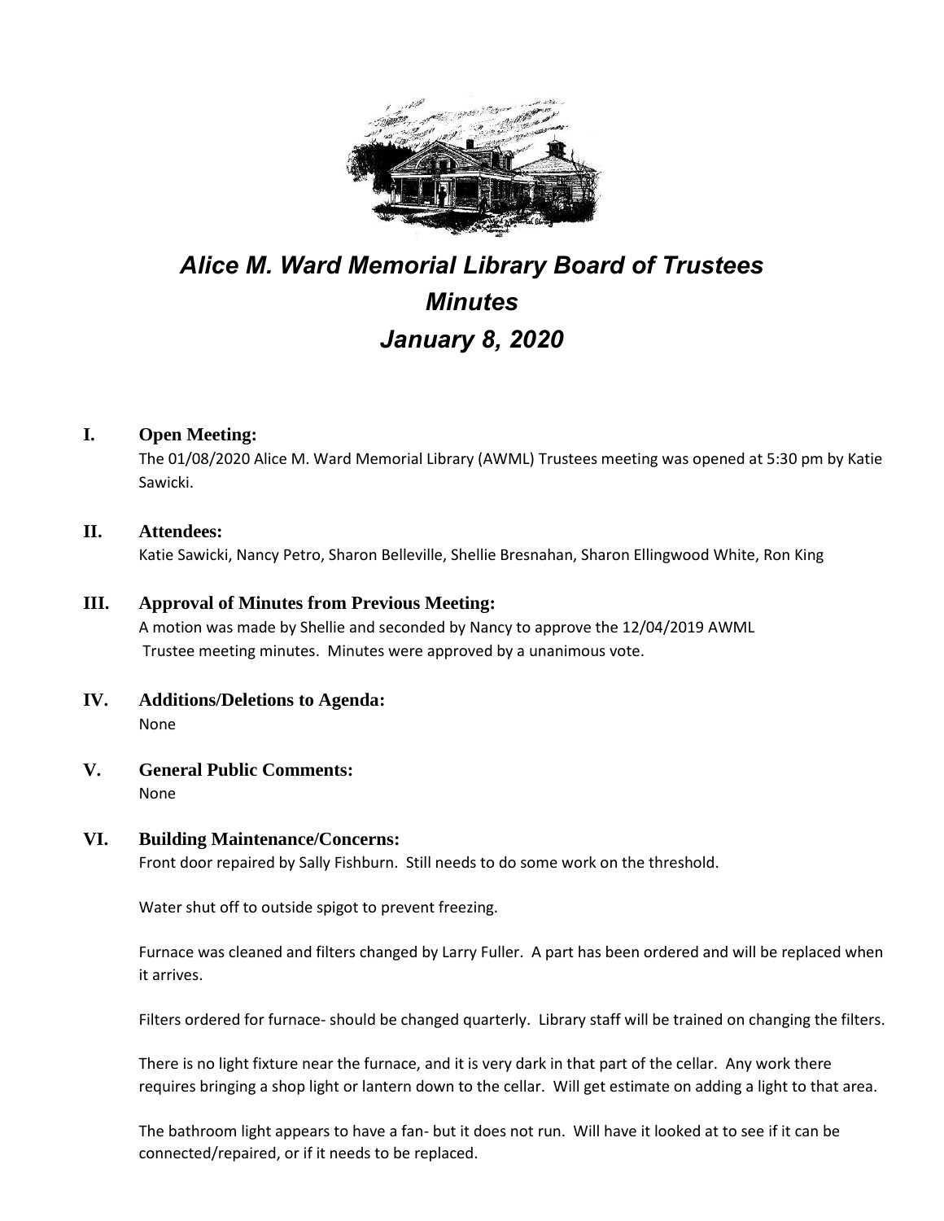# *Alice M. Ward Memorial Library Board of Trustees*
# *Minutes*
# *January 8, 2020*

## I. Open Meeting:

The 01/08/2020 Alice M. Ward Memorial Library (AWML) Trustees meeting was opened at 5:30 pm by Katie Sawicki.

## II. Attendees:

Katie Sawicki, Nancy Petro, Sharon Belleville, Shellie Bresnahan, Sharon Ellingwood White, Ron King

## III. Approval of Minutes from Previous Meeting:

A motion was made by Shellie and seconded by Nancy to approve the 12/04/2019 AWML Trustee meeting minutes. Minutes were approved by a unanimous vote.

## IV. Additions/Deletions to Agenda:

None

## V. General Public Comments:

None

## VI. Building Maintenance/Concerns:

Front door repaired by Sally Fishburn. Still needs to do some work on the threshold.

Water shut off to outside spigot to prevent freezing.

Furnace was cleaned and filters changed by Larry Fuller. A part has been ordered and will be replaced when it arrives.

Filters ordered for furnace- should be changed quarterly. Library staff will be trained on changing the filters.

There is no light fixture near the furnace, and it is very dark in that part of the cellar. Any work there requires bringing a shop light or lantern down to the cellar. Will get estimate on adding a light to that area.

The bathroom light appears to have a fan- but it does not run. Will have it looked at to see if it can be connected/repaired, or if it needs to be replaced.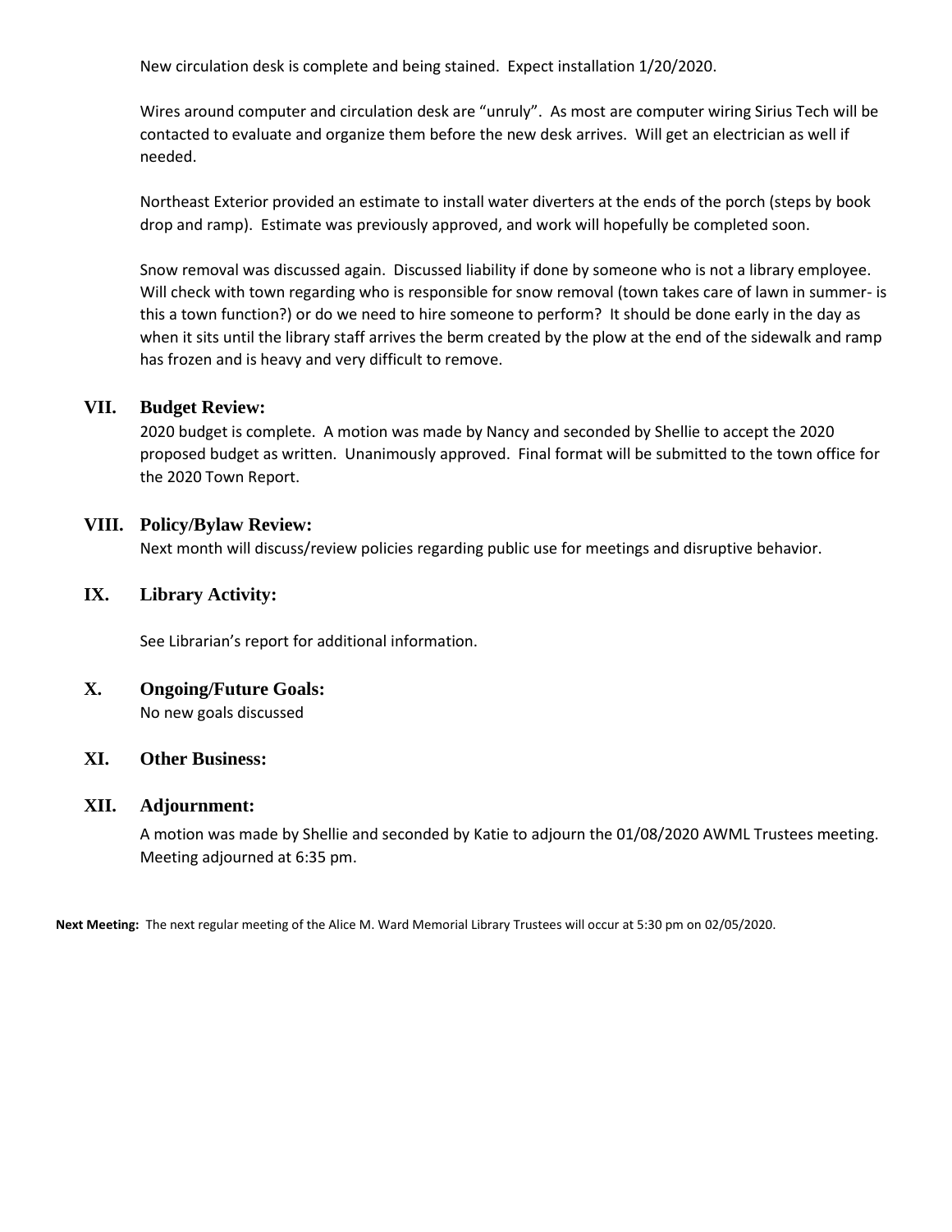New circulation desk is complete and being stained. Expect installation 1/20/2020.

Wires around computer and circulation desk are "unruly". As most are computer wiring Sirius Tech will be contacted to evaluate and organize them before the new desk arrives. Will get an electrician as well if needed.

Northeast Exterior provided an estimate to install water diverters at the ends of the porch (steps by book drop and ramp). Estimate was previously approved, and work will hopefully be completed soon.

Snow removal was discussed again. Discussed liability if done by someone who is not a library employee. Will check with town regarding who is responsible for snow removal (town takes care of lawn in summer- is this a town function?) or do we need to hire someone to perform? It should be done early in the day as when it sits until the library staff arrives the berm created by the plow at the end of the sidewalk and ramp has frozen and is heavy and very difficult to remove.

## VII. Budget Review:

2020 budget is complete. A motion was made by Nancy and seconded by Shellie to accept the 2020 proposed budget as written. Unanimously approved. Final format will be submitted to the town office for the 2020 Town Report.

## VIII. Policy/Bylaw Review:

Next month will discuss/review policies regarding public use for meetings and disruptive behavior.

## IX. Library Activity:

See Librarian's report for additional information.

## X. Ongoing/Future Goals:

No new goals discussed

## XI. Other Business:

## XII. Adjournment:

A motion was made by Shellie and seconded by Katie to adjourn the 01/08/2020 AWML Trustees meeting. Meeting adjourned at 6:35 pm.

**Next Meeting:** The next regular meeting of the Alice M. Ward Memorial Library Trustees will occur at 5:30 pm on 02/05/2020.